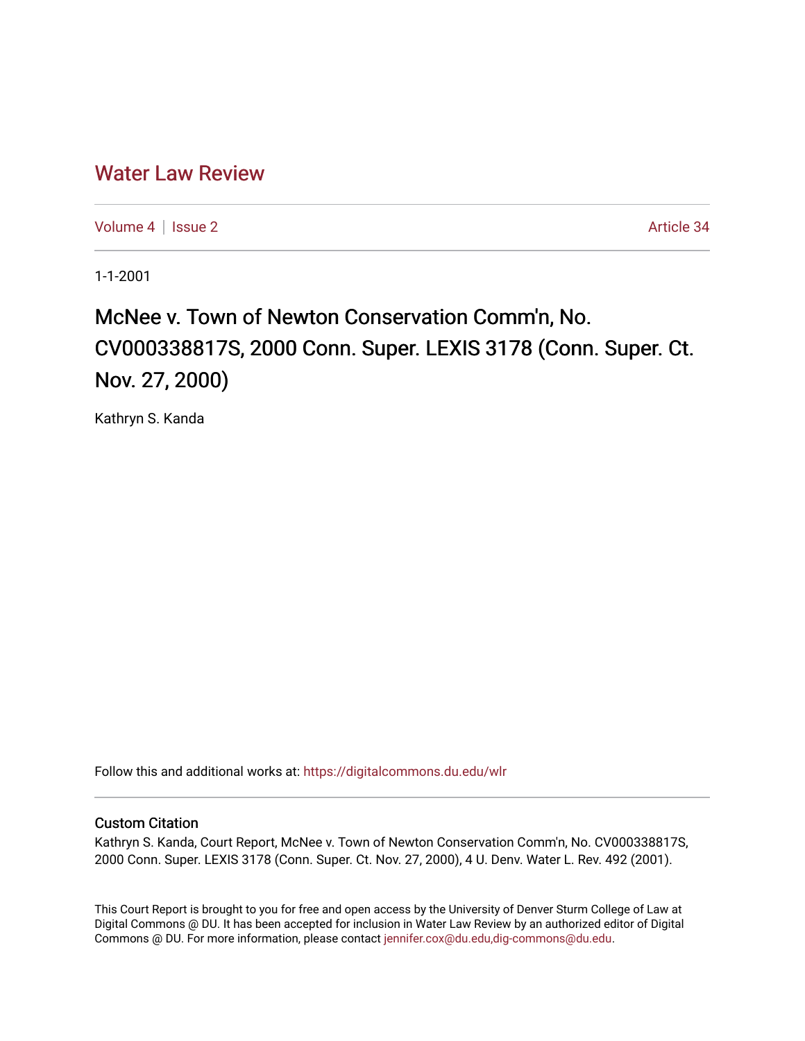Water Law Review

Volume 4 | Issue 2 Article 34

1-1-2001

# McNee v. Town of Newton Conservation Comm'n, No. CV000338817S, 2000 Conn. Super. LEXIS 3178 (Conn. Super. Ct. Nov. 27, 2000)

Kathryn S. Kanda

Follow this and additional works at: https://digitalcommons.du.edu/wlr

## Custom Citation

Kathryn S. Kanda, Court Report, McNee v. Town of Newton Conservation Comm'n, No. CV000338817S, 2000 Conn. Super. LEXIS 3178 (Conn. Super. Ct. Nov. 27, 2000), 4 U. Denv. Water L. Rev. 492 (2001).

This Court Report is brought to you for free and open access by the University of Denver Sturm College of Law at Digital Commons @ DU. It has been accepted for inclusion in Water Law Review by an authorized editor of Digital Commons @ DU. For more information, please contact jennifer.cox@du.edu,dig-commons@du.edu.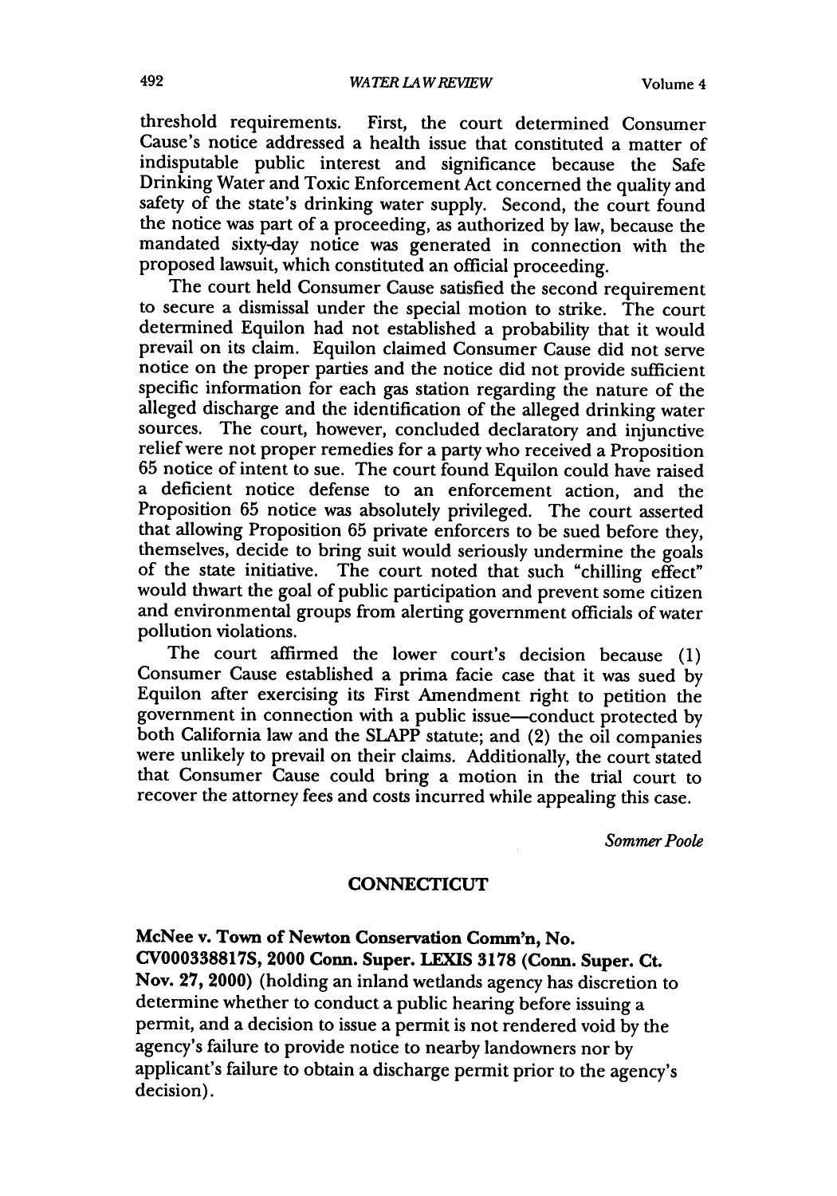threshold requirements. First, the court determined Consumer Cause's notice addressed a health issue that constituted a matter of indisputable public interest and significance because the Safe Drinking Water and Toxic Enforcement Act concerned the quality and safety of the state's drinking water supply. Second, the court found the notice was part of a proceeding, as authorized by law, because the mandated sixty-day notice was generated in connection with the proposed lawsuit, which constituted an official proceeding.

The court held Consumer Cause satisfied the second requirement to secure a dismissal under the special motion to strike. The court determined Equilon had not established a probability that it would prevail on its claim. Equilon claimed Consumer Cause did not serve notice on the proper parties and the notice did not provide sufficient specific information for each gas station regarding the nature of the alleged discharge and the identification of the alleged drinking water sources. The court, however, concluded declaratory and injunctive relief were not proper remedies for a party who received a Proposition 65 notice of intent to sue. The court found Equilon could have raised a deficient notice defense to an enforcement action, and the Proposition 65 notice was absolutely privileged. The court asserted that allowing Proposition 65 private enforcers to be sued before they, themselves, decide to bring suit would seriously undermine the goals of the state initiative. The court noted that such "chilling effect" would thwart the goal of public participation and prevent some citizen and environmental groups from alerting government officials of water pollution violations.

The court affirmed the lower court's decision because (1) Consumer Cause established a prima facie case that it was sued by Equilon after exercising its First Amendment right to petition the government in connection with a public issue—conduct protected by both California law and the SLAPP statute; and (2) the oil companies were unlikely to prevail on their claims. Additionally, the court stated that Consumer Cause could bring a motion in the trial court to recover the attorney fees and costs incurred while appealing this case.

*Sommer Poole*

## CONNECTICUT

**McNee v. Town of Newton Conservation Comm'n, No. CV000338817S, 2000 Conn. Super. LEXIS 3178 (Conn. Super. Ct. Nov. 27, 2000)** (holding an inland wetlands agency has discretion to determine whether to conduct a public hearing before issuing a permit, and a decision to issue a permit is not rendered void by the agency's failure to provide notice to nearby landowners nor by applicant's failure to obtain a discharge permit prior to the agency's decision).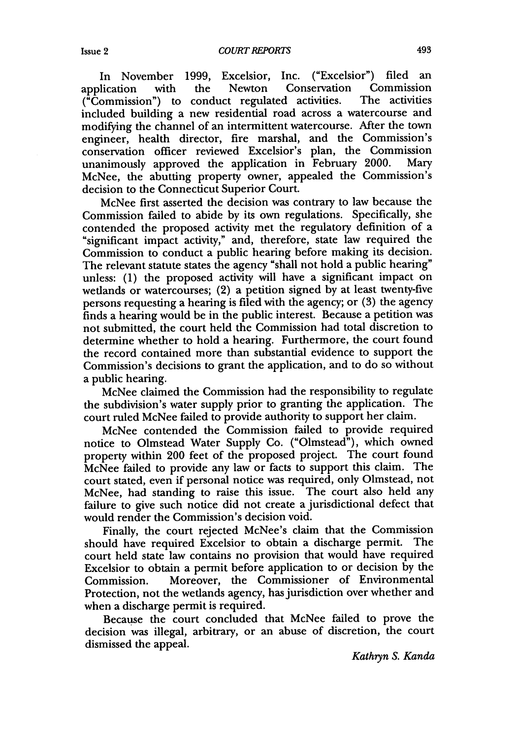In November 1999, Excelsior, Inc. ("Excelsior") filed an application with the Newton Conservation Commission ("Commission") to conduct regulated activities. The activities included building a new residential road across a watercourse and modifying the channel of an intermittent watercourse. After the town engineer, health director, fire marshal, and the Commission's conservation officer reviewed Excelsior's plan, the Commission unanimously approved the application in February 2000. Mary McNee, the abutting property owner, appealed the Commission's decision to the Connecticut Superior Court.

McNee first asserted the decision was contrary to law because the Commission failed to abide by its own regulations. Specifically, she contended the proposed activity met the regulatory definition of a "significant impact activity," and, therefore, state law required the Commission to conduct a public hearing before making its decision. The relevant statute states the agency "shall not hold a public hearing" unless: (1) the proposed activity will have a significant impact on wetlands or watercourses; (2) a petition signed by at least twenty-five persons requesting a hearing is filed with the agency; or (3) the agency finds a hearing would be in the public interest. Because a petition was not submitted, the court held the Commission had total discretion to determine whether to hold a hearing. Furthermore, the court found the record contained more than substantial evidence to support the Commission's decisions to grant the application, and to do so without a public hearing.

McNee claimed the Commission had the responsibility to regulate the subdivision's water supply prior to granting the application. The court ruled McNee failed to provide authority to support her claim.

McNee contended the Commission failed to provide required notice to Olmstead Water Supply Co. ("Olmstead"), which owned property within 200 feet of the proposed project. The court found McNee failed to provide any law or facts to support this claim. The court stated, even if personal notice was required, only Olmstead, not McNee, had standing to raise this issue. The court also held any failure to give such notice did not create a jurisdictional defect that would render the Commission's decision void.

Finally, the court rejected McNee's claim that the Commission should have required Excelsior to obtain a discharge permit. The court held state law contains no provision that would have required Excelsior to obtain a permit before application to or decision by the Commission. Moreover, the Commissioner of Environmental Protection, not the wetlands agency, has jurisdiction over whether and when a discharge permit is required.

Because the court concluded that McNee failed to prove the decision was illegal, arbitrary, or an abuse of discretion, the court dismissed the appeal.

*Kathryn S. Kanda*